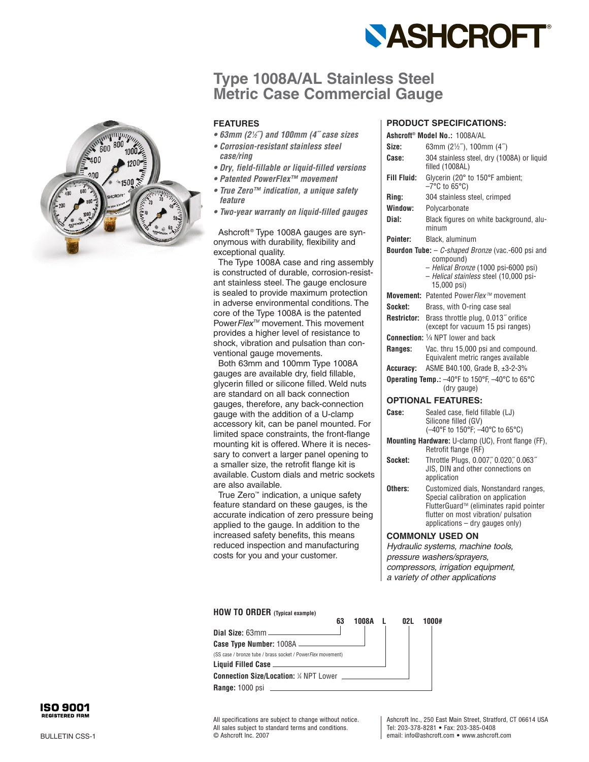# Type 1008A/AL Stainless Steel Metric Case Commercial Gauge

## FEATURES

- ***63mm (2½˝) and 100mm (4˝ case sizes***
- ***Corrosion-resistant stainless steel case/ring***
- ***Dry, field-fillable or liquid-filled versions***
- ***Patented PowerFlex™ movement***
- ***True Zero™ indication, a unique safety feature***
- ***Two-year warranty on liquid-filled gauges***

Ashcroft® Type 1008A gauges are synonymous with durability, flexibility and exceptional quality.

The Type 1008A case and ring assembly is constructed of durable, corrosion-resistant stainless steel. The gauge enclosure is sealed to provide maximum protection in adverse environmental conditions. The core of the Type 1008A is the patented Power*Flex*™ movement. This movement provides a higher level of resistance to shock, vibration and pulsation than conventional gauge movements.

Both 63mm and 100mm Type 1008A gauges are available dry, field fillable, glycerin filled or silicone filled. Weld nuts are standard on all back connection gauges, therefore, any back-connection gauge with the addition of a U-clamp accessory kit, can be panel mounted. For limited space constraints, the front-flange mounting kit is offered. Where it is necessary to convert a larger panel opening to a smaller size, the retrofit flange kit is available. Custom dials and metric sockets are also available.

True Zero™ indication, a unique safety feature standard on these gauges, is the accurate indication of zero pressure being applied to the gauge. In addition to the increased safety benefits, this means reduced inspection and manufacturing costs for you and your customer.

## PRODUCT SPECIFICATIONS:

**Ashcroft® Model No.:** 1008A/AL

**Size:** 63mm (2½˝), 100mm (4˝)

**Case:** 304 stainless steel, dry (1008A) or liquid filled (1008AL)

**Fill Fluid:** Glycerin (20° to 150°F ambient; –7°C to 65°C)

**Ring:** 304 stainless steel, crimped

**Window:** Polycarbonate

**Dial:** Black figures on white background, aluminum

**Pointer:** Black, aluminum

**Bourdon Tube:**
- *C-shaped Bronze* (vac.-600 psi and compound)
- *Helical Bronze* (1000 psi-6000 psi)
- *Helical stainless* steel (10,000 psi-15,000 psi)

**Movement:** Patented Power*Flex*™ movement

**Socket:** Brass, with O-ring case seal

**Restrictor:** Brass throttle plug, 0.013˝ orifice (except for vacuum 15 psi ranges)

**Connection:** ¼ NPT lower and back

**Ranges:** Vac. thru 15,000 psi and compound. Equivalent metric ranges available

**Accuracy:** ASME B40.100, Grade B, ±3-2-3%

**Operating Temp.:** –40°F to 150°F, –40°C to 65°C (dry gauge)

## OPTIONAL FEATURES:

**Case:** Sealed case, field fillable (LJ)
Silicone filled (GV)
(–40°F to 150°F; –40°C to 65°C)

**Mounting Hardware:** U-clamp (UC), Front flange (FF), Retrofit flange (RF)

**Socket:** Throttle Plugs, 0.007˝, 0.020˝, 0.063˝
JIS, DIN and other connections on application

**Others:** Customized dials, Nonstandard ranges, Special calibration on application
FlutterGuard™ (eliminates rapid pointer flutter on most vibration/ pulsation applications – dry gauges only)

## COMMONLY USED ON

*Hydraulic systems, machine tools, pressure washers/sprayers, compressors, irrigation equipment, a variety of other applications*

## HOW TO ORDER (Typical example)

**63 1008A L 02L 1000#**

- **Dial Size:** 63mm
- **Case Type Number:** 1008A
  (SS case / bronze tube / brass socket / Power*Flex* movement)
- **Liquid Filled Case**
- **Connection Size/Location:** ¼ NPT Lower
- **Range:** 1000 psi

ISO 9001 REGISTERED FIRM

BULLETIN CSS-1

All specifications are subject to change without notice.
All sales subject to standard terms and conditions.
© Ashcroft Inc. 2007

Ashcroft Inc., 250 East Main Street, Stratford, CT 06614 USA
Tel: 203-378-8281 • Fax: 203-385-0408
email: info@ashcroft.com • www.ashcroft.com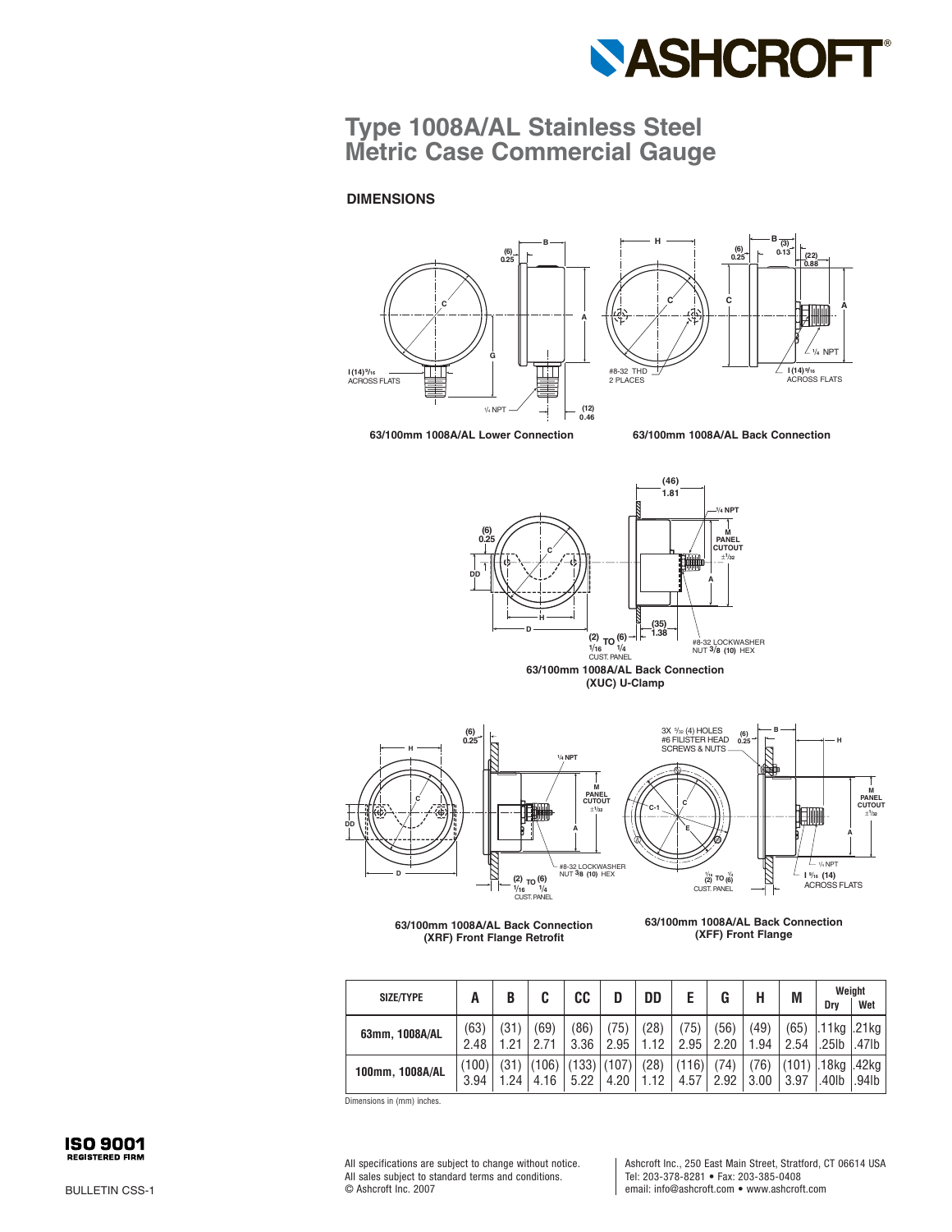# Type 1008A/AL Stainless Steel Metric Case Commercial Gauge

## DIMENSIONS

63/100mm 1008A/AL Lower Connection

63/100mm 1008A/AL Back Connection

63/100mm 1008A/AL Back Connection (XUC) U-Clamp

63/100mm 1008A/AL Back Connection (XRF) Front Flange Retrofit

63/100mm 1008A/AL Back Connection (XFF) Front Flange

| SIZE/TYPE | A | B | C | CC | D | DD | E | G | H | M | Weight Dry | Weight Wet |
|---|---|---|---|---|---|---|---|---|---|---|---|---|
| 63mm, 1008A/AL | (63) 2.48 | (31) 1.21 | (69) 2.71 | (86) 3.36 | (75) 2.95 | (28) 1.12 | (75) 2.95 | (56) 2.20 | (49) 1.94 | (65) 2.54 | .11kg .25lb | .21kg .47lb |
| 100mm, 1008A/AL | (100) 3.94 | (31) 1.24 | (106) 4.16 | (133) 5.22 | (107) 4.20 | (28) 1.12 | (116) 4.57 | (74) 2.92 | (76) 3.00 | (101) 3.97 | .18kg .40lb | .42kg .94lb |

Dimensions in (mm) inches.

ISO 9001 REGISTERED FIRM

BULLETIN CSS-1

All specifications are subject to change without notice.
All sales subject to standard terms and conditions.
© Ashcroft Inc. 2007

Ashcroft Inc., 250 East Main Street, Stratford, CT 06614 USA
Tel: 203-378-8281 • Fax: 203-385-0408
email: info@ashcroft.com • www.ashcroft.com